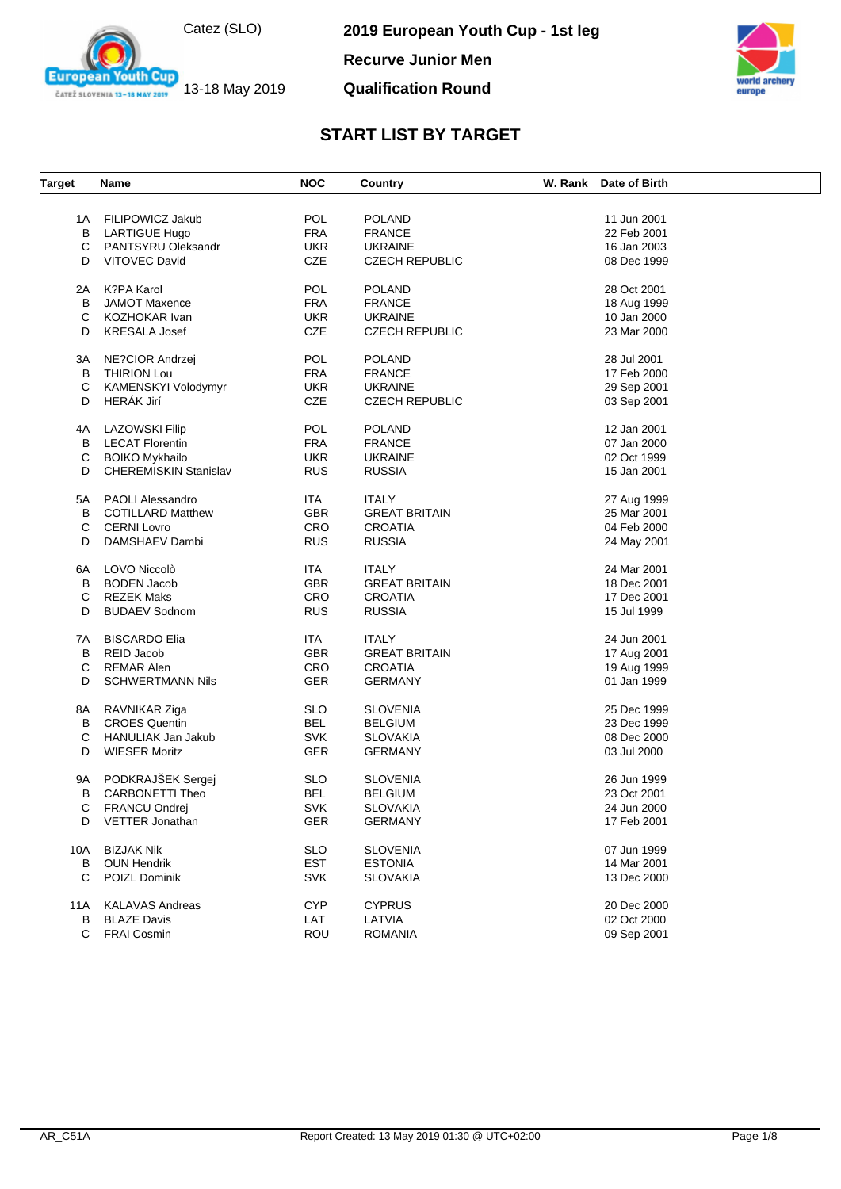Catez (SLO)

13-18 May 2019

**2019 European Youth Cup - 1st leg**

**Recurve Junior Men**

**Qualification Round**

## START LIST BY TARGET

| Target | Name | NOC | Country | W. Rank | Date of Birth |
|---|---|---|---|---|---|
| 1A | FILIPOWICZ Jakub | POL | POLAND | | 11 Jun 2001 |
| B | LARTIGUE Hugo | FRA | FRANCE | | 22 Feb 2001 |
| C | PANTSYRU Oleksandr | UKR | UKRAINE | | 16 Jan 2003 |
| D | VITOVEC David | CZE | CZECH REPUBLIC | | 08 Dec 1999 |
| 2A | K?PA Karol | POL | POLAND | | 28 Oct 2001 |
| B | JAMOT Maxence | FRA | FRANCE | | 18 Aug 1999 |
| C | KOZHOKAR Ivan | UKR | UKRAINE | | 10 Jan 2000 |
| D | KRESALA Josef | CZE | CZECH REPUBLIC | | 23 Mar 2000 |
| 3A | NE?CIOR Andrzej | POL | POLAND | | 28 Jul 2001 |
| B | THIRION Lou | FRA | FRANCE | | 17 Feb 2000 |
| C | KAMENSKYI Volodymyr | UKR | UKRAINE | | 29 Sep 2001 |
| D | HERÁK Jirí | CZE | CZECH REPUBLIC | | 03 Sep 2001 |
| 4A | LAZOWSKI Filip | POL | POLAND | | 12 Jan 2001 |
| B | LECAT Florentin | FRA | FRANCE | | 07 Jan 2000 |
| C | BOIKO Mykhailo | UKR | UKRAINE | | 02 Oct 1999 |
| D | CHEREMISKIN Stanislav | RUS | RUSSIA | | 15 Jan 2001 |
| 5A | PAOLI Alessandro | ITA | ITALY | | 27 Aug 1999 |
| B | COTILLARD Matthew | GBR | GREAT BRITAIN | | 25 Mar 2001 |
| C | CERNI Lovro | CRO | CROATIA | | 04 Feb 2000 |
| D | DAMSHAEV Dambi | RUS | RUSSIA | | 24 May 2001 |
| 6A | LOVO Niccolò | ITA | ITALY | | 24 Mar 2001 |
| B | BODEN Jacob | GBR | GREAT BRITAIN | | 18 Dec 2001 |
| C | REZEK Maks | CRO | CROATIA | | 17 Dec 2001 |
| D | BUDAEV Sodnom | RUS | RUSSIA | | 15 Jul 1999 |
| 7A | BISCARDO Elia | ITA | ITALY | | 24 Jun 2001 |
| B | REID Jacob | GBR | GREAT BRITAIN | | 17 Aug 2001 |
| C | REMAR Alen | CRO | CROATIA | | 19 Aug 1999 |
| D | SCHWERTMANN Nils | GER | GERMANY | | 01 Jan 1999 |
| 8A | RAVNIKAR Ziga | SLO | SLOVENIA | | 25 Dec 1999 |
| B | CROES Quentin | BEL | BELGIUM | | 23 Dec 1999 |
| C | HANULIAK Jan Jakub | SVK | SLOVAKIA | | 08 Dec 2000 |
| D | WIESER Moritz | GER | GERMANY | | 03 Jul 2000 |
| 9A | PODKRAJŠEK Sergej | SLO | SLOVENIA | | 26 Jun 1999 |
| B | CARBONETTI Theo | BEL | BELGIUM | | 23 Oct 2001 |
| C | FRANCU Ondrej | SVK | SLOVAKIA | | 24 Jun 2000 |
| D | VETTER Jonathan | GER | GERMANY | | 17 Feb 2001 |
| 10A | BIZJAK Nik | SLO | SLOVENIA | | 07 Jun 1999 |
| B | OUN Hendrik | EST | ESTONIA | | 14 Mar 2001 |
| C | POIZL Dominik | SVK | SLOVAKIA | | 13 Dec 2000 |
| 11A | KALAVAS Andreas | CYP | CYPRUS | | 20 Dec 2000 |
| B | BLAZE Davis | LAT | LATVIA | | 02 Oct 2000 |
| C | FRAI Cosmin | ROU | ROMANIA | | 09 Sep 2001 |

AR_C51A

Report Created: 13 May 2019 01:30 @ UTC+02:00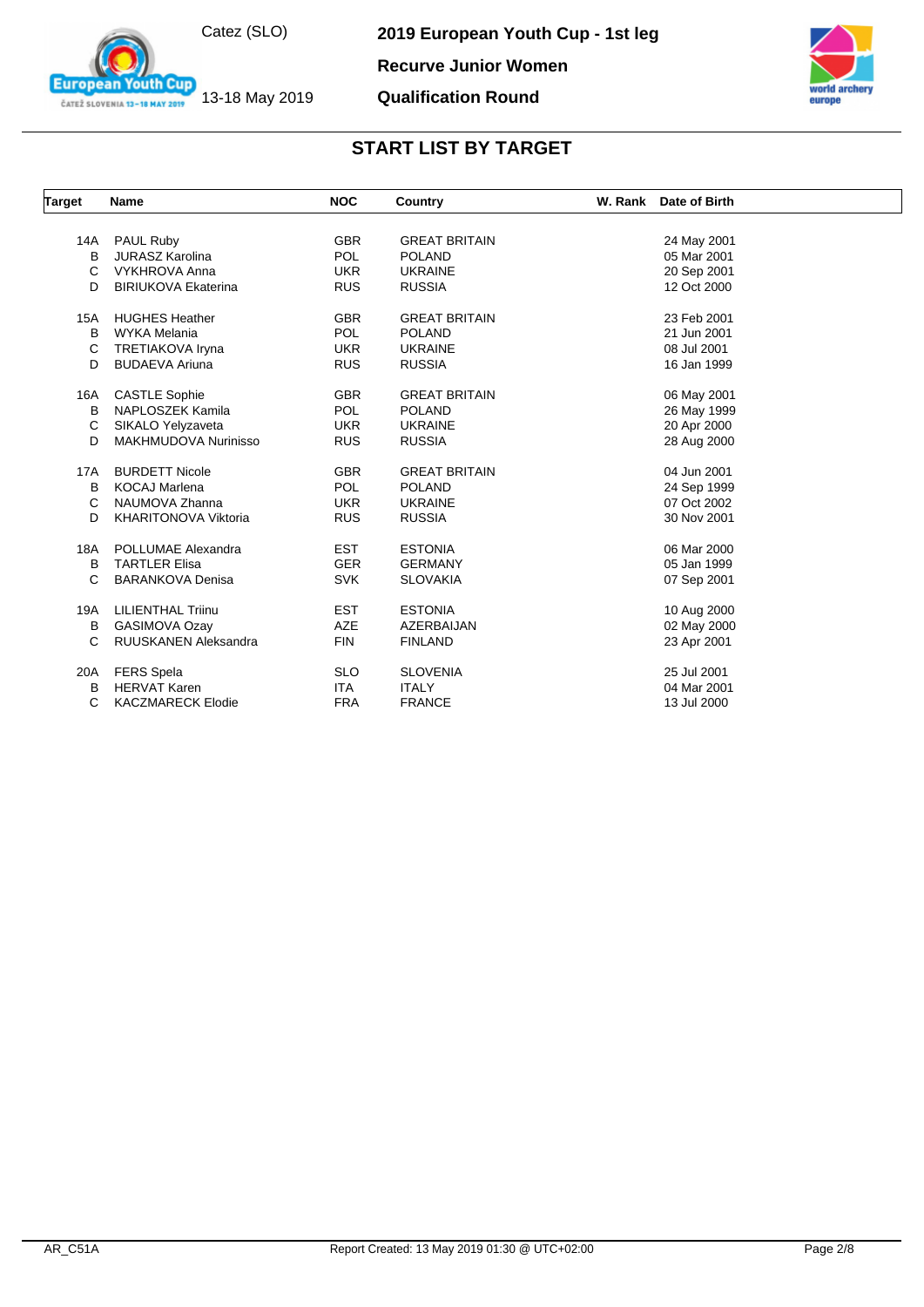Catez (SLO)

13-18 May 2019

**2019 European Youth Cup - 1st leg**

**Recurve Junior Women**

**Qualification Round**

## START LIST BY TARGET

| Target | Name | NOC | Country | W. Rank | Date of Birth |
|---|---|---|---|---|---|
| 14A | PAUL Ruby | GBR | GREAT BRITAIN | | 24 May 2001 |
| B | JURASZ Karolina | POL | POLAND | | 05 Mar 2001 |
| C | VYKHROVA Anna | UKR | UKRAINE | | 20 Sep 2001 |
| D | BIRIUKOVA Ekaterina | RUS | RUSSIA | | 12 Oct 2000 |
| 15A | HUGHES Heather | GBR | GREAT BRITAIN | | 23 Feb 2001 |
| B | WYKA Melania | POL | POLAND | | 21 Jun 2001 |
| C | TRETIAKOVA Iryna | UKR | UKRAINE | | 08 Jul 2001 |
| D | BUDAEVA Ariuna | RUS | RUSSIA | | 16 Jan 1999 |
| 16A | CASTLE Sophie | GBR | GREAT BRITAIN | | 06 May 2001 |
| B | NAPLOSZEK Kamila | POL | POLAND | | 26 May 1999 |
| C | SIKALO Yelyzaveta | UKR | UKRAINE | | 20 Apr 2000 |
| D | MAKHMUDOVA Nurinisso | RUS | RUSSIA | | 28 Aug 2000 |
| 17A | BURDETT Nicole | GBR | GREAT BRITAIN | | 04 Jun 2001 |
| B | KOCAJ Marlena | POL | POLAND | | 24 Sep 1999 |
| C | NAUMOVA Zhanna | UKR | UKRAINE | | 07 Oct 2002 |
| D | KHARITONOVA Viktoria | RUS | RUSSIA | | 30 Nov 2001 |
| 18A | POLLUMAE Alexandra | EST | ESTONIA | | 06 Mar 2000 |
| B | TARTLER Elisa | GER | GERMANY | | 05 Jan 1999 |
| C | BARANKOVA Denisa | SVK | SLOVAKIA | | 07 Sep 2001 |
| 19A | LILIENTHAL Triinu | EST | ESTONIA | | 10 Aug 2000 |
| B | GASIMOVA Ozay | AZE | AZERBAIJAN | | 02 May 2000 |
| C | RUUSKANEN Aleksandra | FIN | FINLAND | | 23 Apr 2001 |
| 20A | FERS Spela | SLO | SLOVENIA | | 25 Jul 2001 |
| B | HERVAT Karen | ITA | ITALY | | 04 Mar 2001 |
| C | KACZMARECK Elodie | FRA | FRANCE | | 13 Jul 2000 |

AR_C51A    Report Created: 13 May 2019 01:30 @ UTC+02:00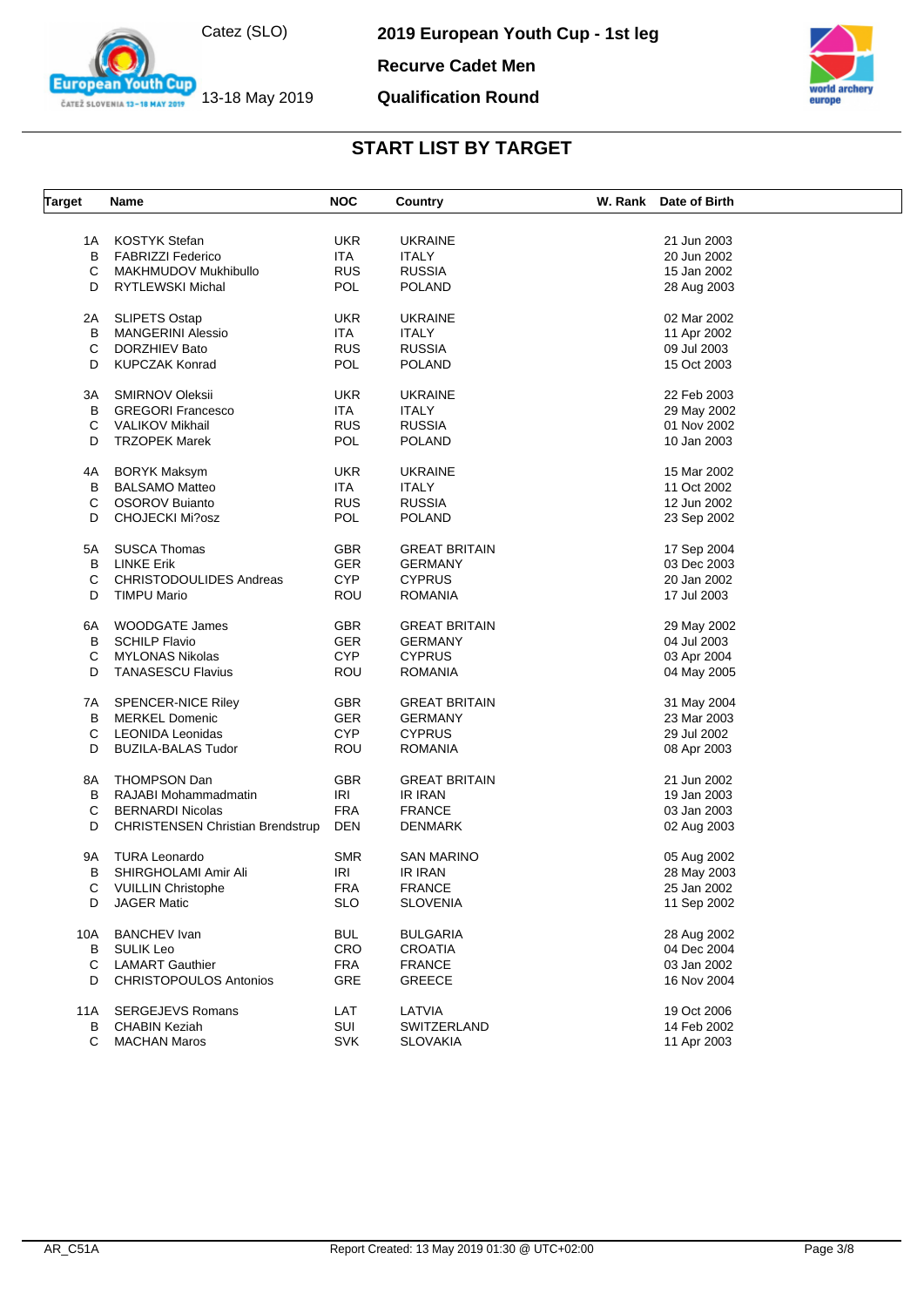# 2019 European Youth Cup - 1st leg

Catez (SLO)

13-18 May 2019

**Recurve Cadet Men**

**Qualification Round**

## START LIST BY TARGET

| Target | Name | NOC | Country | W. Rank | Date of Birth |
|---|---|---|---|---|---|
| 1A | KOSTYK Stefan | UKR | UKRAINE | | 21 Jun 2003 |
| B | FABRIZZI Federico | ITA | ITALY | | 20 Jun 2002 |
| C | MAKHMUDOV Mukhibullo | RUS | RUSSIA | | 15 Jan 2002 |
| D | RYTLEWSKI Michal | POL | POLAND | | 28 Aug 2003 |
| 2A | SLIPETS Ostap | UKR | UKRAINE | | 02 Mar 2002 |
| B | MANGERINI Alessio | ITA | ITALY | | 11 Apr 2002 |
| C | DORZHIEV Bato | RUS | RUSSIA | | 09 Jul 2003 |
| D | KUPCZAK Konrad | POL | POLAND | | 15 Oct 2003 |
| 3A | SMIRNOV Oleksii | UKR | UKRAINE | | 22 Feb 2003 |
| B | GREGORI Francesco | ITA | ITALY | | 29 May 2002 |
| C | VALIKOV Mikhail | RUS | RUSSIA | | 01 Nov 2002 |
| D | TRZOPEK Marek | POL | POLAND | | 10 Jan 2003 |
| 4A | BORYK Maksym | UKR | UKRAINE | | 15 Mar 2002 |
| B | BALSAMO Matteo | ITA | ITALY | | 11 Oct 2002 |
| C | OSOROV Buianto | RUS | RUSSIA | | 12 Jun 2002 |
| D | CHOJECKI Mi?osz | POL | POLAND | | 23 Sep 2002 |
| 5A | SUSCA Thomas | GBR | GREAT BRITAIN | | 17 Sep 2004 |
| B | LINKE Erik | GER | GERMANY | | 03 Dec 2003 |
| C | CHRISTODOULIDES Andreas | CYP | CYPRUS | | 20 Jan 2002 |
| D | TIMPU Mario | ROU | ROMANIA | | 17 Jul 2003 |
| 6A | WOODGATE James | GBR | GREAT BRITAIN | | 29 May 2002 |
| B | SCHILP Flavio | GER | GERMANY | | 04 Jul 2003 |
| C | MYLONAS Nikolas | CYP | CYPRUS | | 03 Apr 2004 |
| D | TANASESCU Flavius | ROU | ROMANIA | | 04 May 2005 |
| 7A | SPENCER-NICE Riley | GBR | GREAT BRITAIN | | 31 May 2004 |
| B | MERKEL Domenic | GER | GERMANY | | 23 Mar 2003 |
| C | LEONIDA Leonidas | CYP | CYPRUS | | 29 Jul 2002 |
| D | BUZILA-BALAS Tudor | ROU | ROMANIA | | 08 Apr 2003 |
| 8A | THOMPSON Dan | GBR | GREAT BRITAIN | | 21 Jun 2002 |
| B | RAJABI Mohammadmatin | IRI | IR IRAN | | 19 Jan 2003 |
| C | BERNARDI Nicolas | FRA | FRANCE | | 03 Jan 2003 |
| D | CHRISTENSEN Christian Brendstrup | DEN | DENMARK | | 02 Aug 2003 |
| 9A | TURA Leonardo | SMR | SAN MARINO | | 05 Aug 2002 |
| B | SHIRGHOLAMI Amir Ali | IRI | IR IRAN | | 28 May 2003 |
| C | VUILLIN Christophe | FRA | FRANCE | | 25 Jan 2002 |
| D | JAGER Matic | SLO | SLOVENIA | | 11 Sep 2002 |
| 10A | BANCHEV Ivan | BUL | BULGARIA | | 28 Aug 2002 |
| B | SULIK Leo | CRO | CROATIA | | 04 Dec 2004 |
| C | LAMART Gauthier | FRA | FRANCE | | 03 Jan 2002 |
| D | CHRISTOPOULOS Antonios | GRE | GREECE | | 16 Nov 2004 |
| 11A | SERGEJEVS Romans | LAT | LATVIA | | 19 Oct 2006 |
| B | CHABIN Keziah | SUI | SWITZERLAND | | 14 Feb 2002 |
| C | MACHAN Maros | SVK | SLOVAKIA | | 11 Apr 2003 |

AR_C51A — Report Created: 13 May 2019 01:30 @ UTC+02:00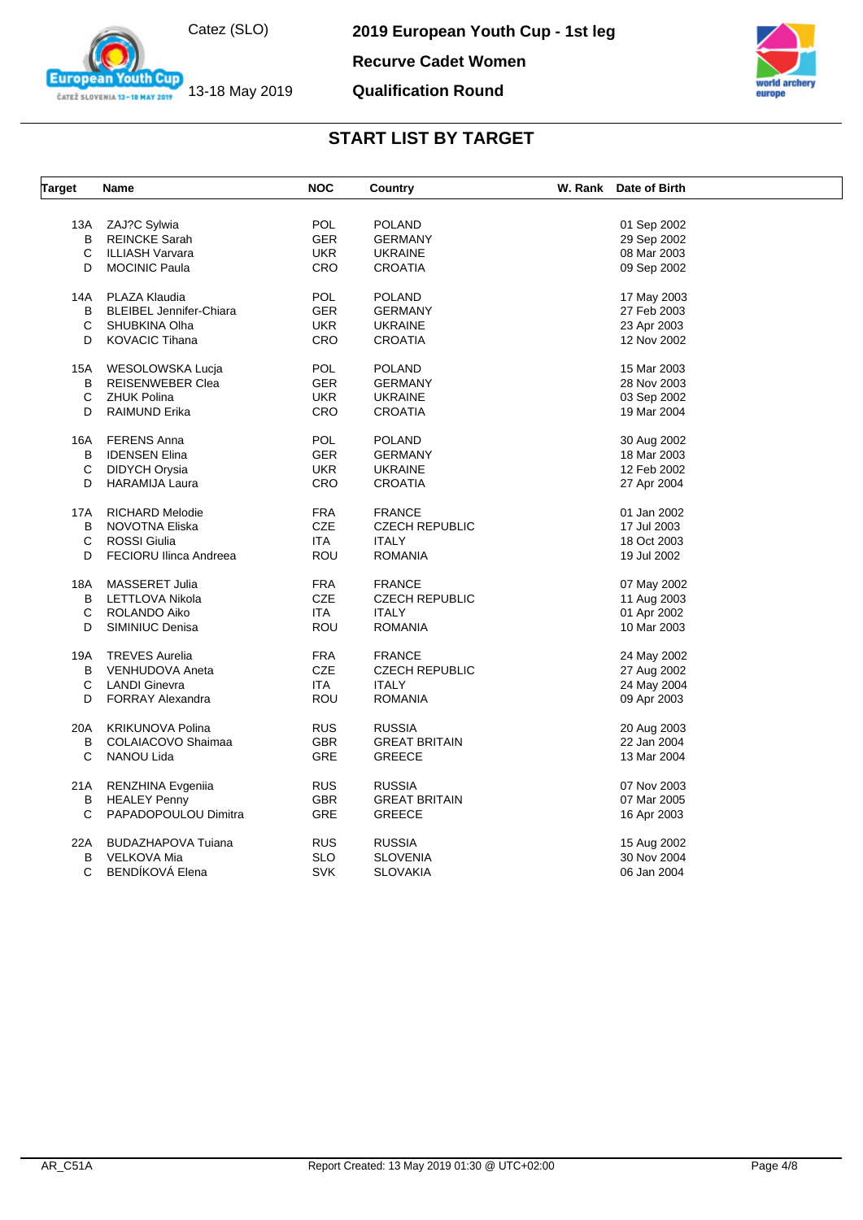# 2019 European Youth Cup - 1st leg

Catez (SLO)

13-18 May 2019

## Recurve Cadet Women

## Qualification Round

## START LIST BY TARGET

| Target | Name | NOC | Country | W. Rank | Date of Birth |
|---|---|---|---|---|---|
| 13A | ZAJ?C Sylwia | POL | POLAND | | 01 Sep 2002 |
| B | REINCKE Sarah | GER | GERMANY | | 29 Sep 2002 |
| C | ILLIASH Varvara | UKR | UKRAINE | | 08 Mar 2003 |
| D | MOCINIC Paula | CRO | CROATIA | | 09 Sep 2002 |
| 14A | PLAZA Klaudia | POL | POLAND | | 17 May 2003 |
| B | BLEIBEL Jennifer-Chiara | GER | GERMANY | | 27 Feb 2003 |
| C | SHUBKINA Olha | UKR | UKRAINE | | 23 Apr 2003 |
| D | KOVACIC Tihana | CRO | CROATIA | | 12 Nov 2002 |
| 15A | WESOLOWSKA Lucja | POL | POLAND | | 15 Mar 2003 |
| B | REISENWEBER Clea | GER | GERMANY | | 28 Nov 2003 |
| C | ZHUK Polina | UKR | UKRAINE | | 03 Sep 2002 |
| D | RAIMUND Erika | CRO | CROATIA | | 19 Mar 2004 |
| 16A | FERENS Anna | POL | POLAND | | 30 Aug 2002 |
| B | IDENSEN Elina | GER | GERMANY | | 18 Mar 2003 |
| C | DIDYCH Orysia | UKR | UKRAINE | | 12 Feb 2002 |
| D | HARAMIJA Laura | CRO | CROATIA | | 27 Apr 2004 |
| 17A | RICHARD Melodie | FRA | FRANCE | | 01 Jan 2002 |
| B | NOVOTNA Eliska | CZE | CZECH REPUBLIC | | 17 Jul 2003 |
| C | ROSSI Giulia | ITA | ITALY | | 18 Oct 2003 |
| D | FECIORU Ilinca Andreea | ROU | ROMANIA | | 19 Jul 2002 |
| 18A | MASSERET Julia | FRA | FRANCE | | 07 May 2002 |
| B | LETTLOVA Nikola | CZE | CZECH REPUBLIC | | 11 Aug 2003 |
| C | ROLANDO Aiko | ITA | ITALY | | 01 Apr 2002 |
| D | SIMINIUC Denisa | ROU | ROMANIA | | 10 Mar 2003 |
| 19A | TREVES Aurelia | FRA | FRANCE | | 24 May 2002 |
| B | VENHUDOVA Aneta | CZE | CZECH REPUBLIC | | 27 Aug 2002 |
| C | LANDI Ginevra | ITA | ITALY | | 24 May 2004 |
| D | FORRAY Alexandra | ROU | ROMANIA | | 09 Apr 2003 |
| 20A | KRIKUNOVA Polina | RUS | RUSSIA | | 20 Aug 2003 |
| B | COLAIACOVO Shaimaa | GBR | GREAT BRITAIN | | 22 Jan 2004 |
| C | NANOU Lida | GRE | GREECE | | 13 Mar 2004 |
| 21A | RENZHINA Evgeniia | RUS | RUSSIA | | 07 Nov 2003 |
| B | HEALEY Penny | GBR | GREAT BRITAIN | | 07 Mar 2005 |
| C | PAPADOPOULOU Dimitra | GRE | GREECE | | 16 Apr 2003 |
| 22A | BUDAZHAPOVA Tuiana | RUS | RUSSIA | | 15 Aug 2002 |
| B | VELKOVA Mia | SLO | SLOVENIA | | 30 Nov 2004 |
| C | BENDÍKOVÁ Elena | SVK | SLOVAKIA | | 06 Jan 2004 |

AR_C51A — Report Created: 13 May 2019 01:30 @ UTC+02:00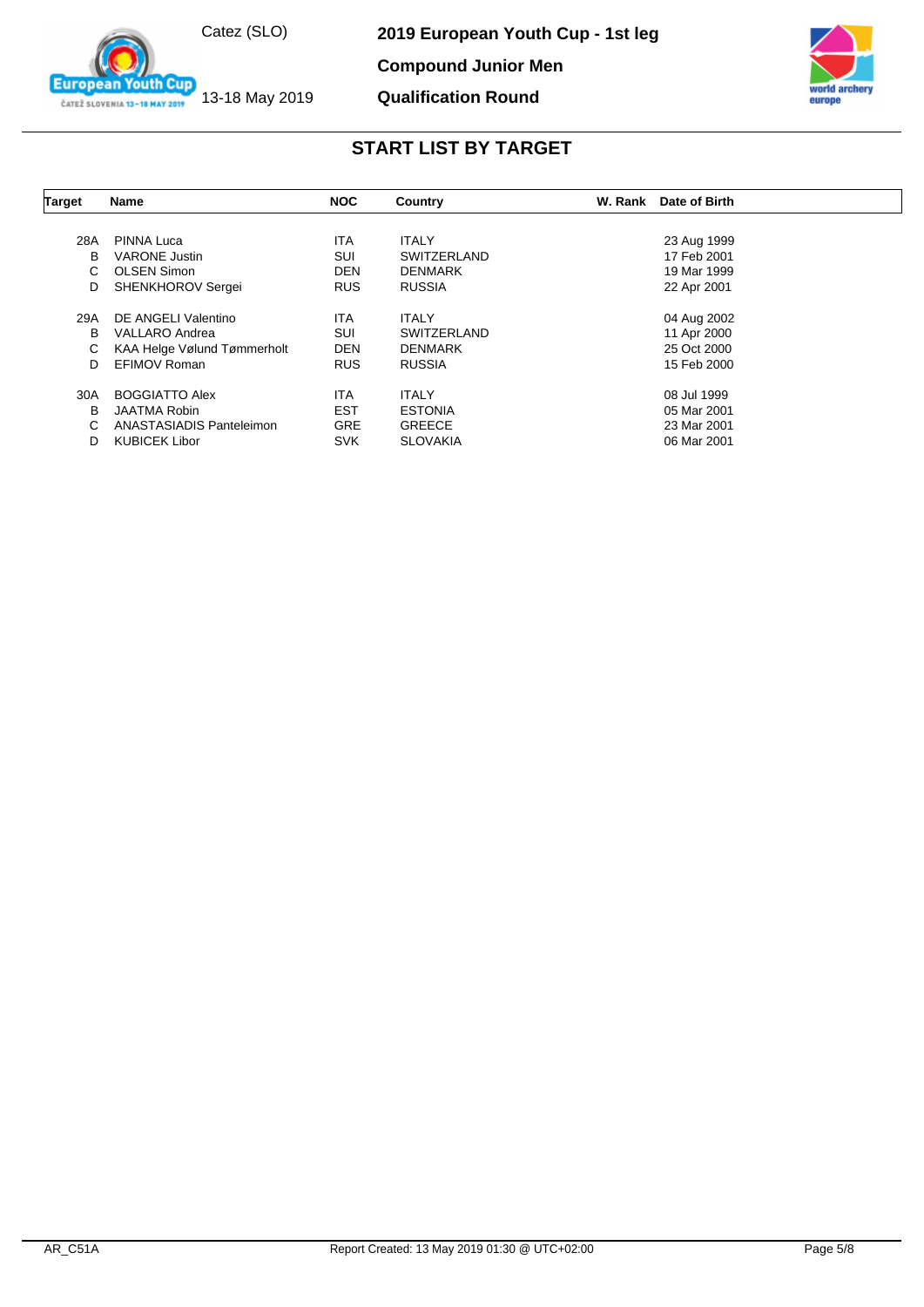## START LIST BY TARGET

| Target | Name | NOC | Country | W. Rank | Date of Birth |
| --- | --- | --- | --- | --- | --- |
| 28A | PINNA Luca | ITA | ITALY | | 23 Aug 1999 |
| B | VARONE Justin | SUI | SWITZERLAND | | 17 Feb 2001 |
| C | OLSEN Simon | DEN | DENMARK | | 19 Mar 1999 |
| D | SHENKHOROV Sergei | RUS | RUSSIA | | 22 Apr 2001 |
| 29A | DE ANGELI Valentino | ITA | ITALY | | 04 Aug 2002 |
| B | VALLARO Andrea | SUI | SWITZERLAND | | 11 Apr 2000 |
| C | KAA Helge Vølund Tømmerholt | DEN | DENMARK | | 25 Oct 2000 |
| D | EFIMOV Roman | RUS | RUSSIA | | 15 Feb 2000 |
| 30A | BOGGIATTO Alex | ITA | ITALY | | 08 Jul 1999 |
| B | JAATMA Robin | EST | ESTONIA | | 05 Mar 2001 |
| C | ANASTASIADIS Panteleimon | GRE | GREECE | | 23 Mar 2001 |
| D | KUBICEK Libor | SVK | SLOVAKIA | | 06 Mar 2001 |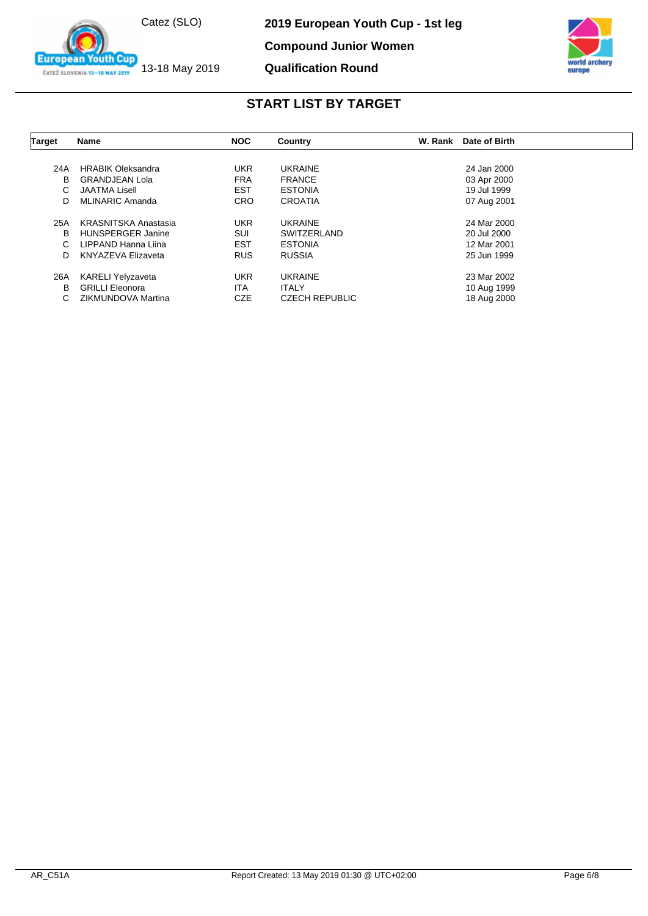2019 European Youth Cup - 1st leg

Compound Junior Women

Qualification Round

Catez (SLO)

13-18 May 2019

## START LIST BY TARGET

| Target | Name | NOC | Country | W. Rank | Date of Birth |
|---|---|---|---|---|---|
| 24A | HRABIK Oleksandra | UKR | UKRAINE | | 24 Jan 2000 |
| B | GRANDJEAN Lola | FRA | FRANCE | | 03 Apr 2000 |
| C | JAATMA Lisell | EST | ESTONIA | | 19 Jul 1999 |
| D | MLINARIC Amanda | CRO | CROATIA | | 07 Aug 2001 |
| 25A | KRASNITSKA Anastasia | UKR | UKRAINE | | 24 Mar 2000 |
| B | HUNSPERGER Janine | SUI | SWITZERLAND | | 20 Jul 2000 |
| C | LIPPAND Hanna Liina | EST | ESTONIA | | 12 Mar 2001 |
| D | KNYAZEVA Elizaveta | RUS | RUSSIA | | 25 Jun 1999 |
| 26A | KARELI Yelyzaveta | UKR | UKRAINE | | 23 Mar 2002 |
| B | GRILLI Eleonora | ITA | ITALY | | 10 Aug 1999 |
| C | ZIKMUNDOVA Martina | CZE | CZECH REPUBLIC | | 18 Aug 2000 |

AR_C51A Report Created: 13 May 2019 01:30 @ UTC+02:00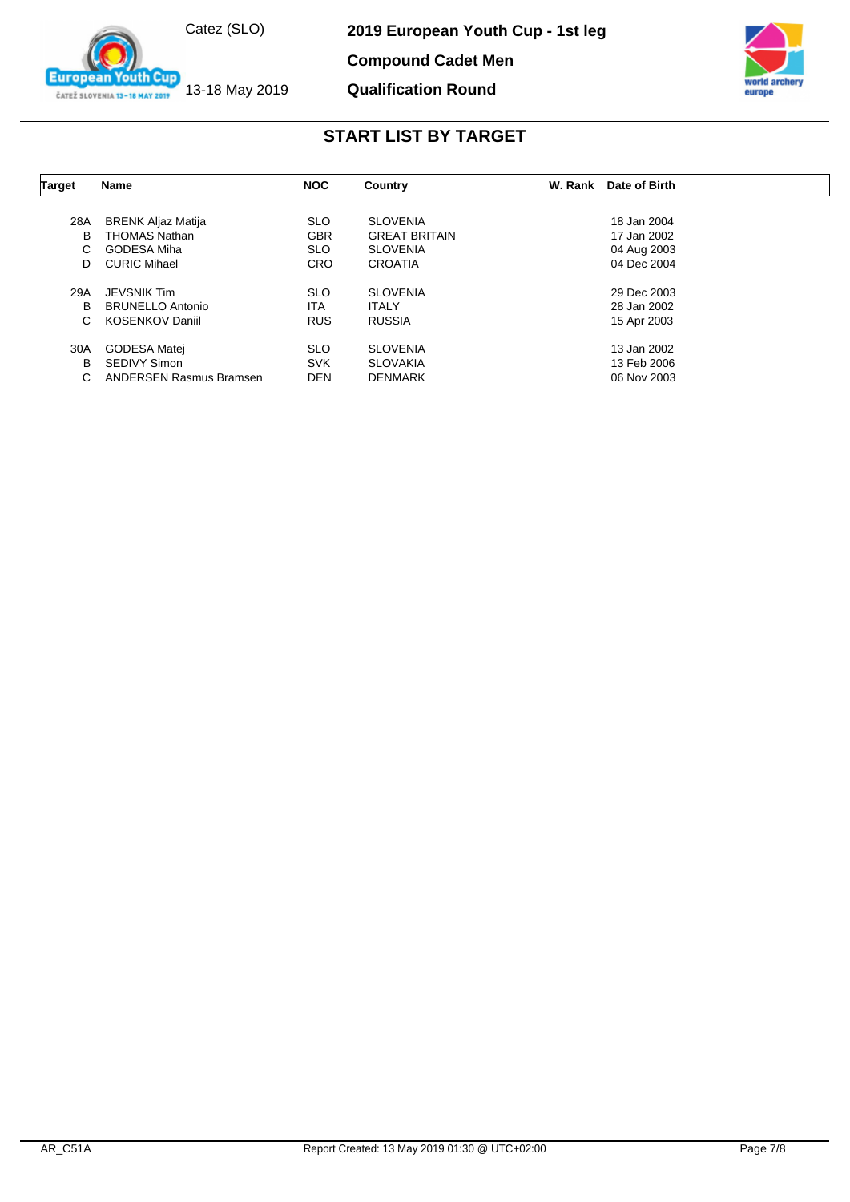2019 European Youth Cup - 1st leg

Compound Cadet Men

Qualification Round

Catez (SLO)

13-18 May 2019

## START LIST BY TARGET

| Target | Name | NOC | Country | W. Rank | Date of Birth |
|---|---|---|---|---|---|
| 28A | BRENK Aljaz Matija | SLO | SLOVENIA | | 18 Jan 2004 |
| B | THOMAS Nathan | GBR | GREAT BRITAIN | | 17 Jan 2002 |
| C | GODESA Miha | SLO | SLOVENIA | | 04 Aug 2003 |
| D | CURIC Mihael | CRO | CROATIA | | 04 Dec 2004 |
| 29A | JEVSNIK Tim | SLO | SLOVENIA | | 29 Dec 2003 |
| B | BRUNELLO Antonio | ITA | ITALY | | 28 Jan 2002 |
| C | KOSENKOV Daniil | RUS | RUSSIA | | 15 Apr 2003 |
| 30A | GODESA Matej | SLO | SLOVENIA | | 13 Jan 2002 |
| B | SEDIVY Simon | SVK | SLOVAKIA | | 13 Feb 2006 |
| C | ANDERSEN Rasmus Bramsen | DEN | DENMARK | | 06 Nov 2003 |

AR_C51A

Report Created: 13 May 2019 01:30 @ UTC+02:00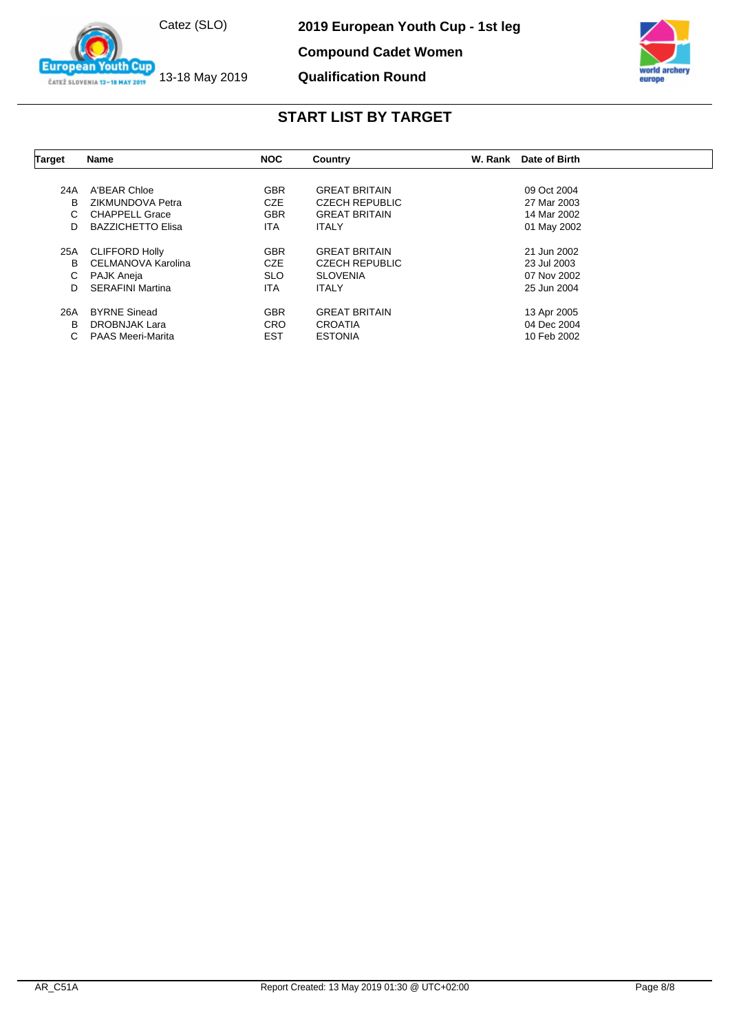2019 European Youth Cup - 1st leg

Compound Cadet Women

Qualification Round

Catez (SLO)

13-18 May 2019

## START LIST BY TARGET

| Target | Name | NOC | Country | W. Rank | Date of Birth |
|---|---|---|---|---|---|
| 24A | A'BEAR Chloe | GBR | GREAT BRITAIN | | 09 Oct 2004 |
| B | ZIKMUNDOVA Petra | CZE | CZECH REPUBLIC | | 27 Mar 2003 |
| C | CHAPPELL Grace | GBR | GREAT BRITAIN | | 14 Mar 2002 |
| D | BAZZICHETTO Elisa | ITA | ITALY | | 01 May 2002 |
| 25A | CLIFFORD Holly | GBR | GREAT BRITAIN | | 21 Jun 2002 |
| B | CELMANOVA Karolina | CZE | CZECH REPUBLIC | | 23 Jul 2003 |
| C | PAJK Aneja | SLO | SLOVENIA | | 07 Nov 2002 |
| D | SERAFINI Martina | ITA | ITALY | | 25 Jun 2004 |
| 26A | BYRNE Sinead | GBR | GREAT BRITAIN | | 13 Apr 2005 |
| B | DROBNJAK Lara | CRO | CROATIA | | 04 Dec 2004 |
| C | PAAS Meeri-Marita | EST | ESTONIA | | 10 Feb 2002 |

AR_C51A — Report Created: 13 May 2019 01:30 @ UTC+02:00